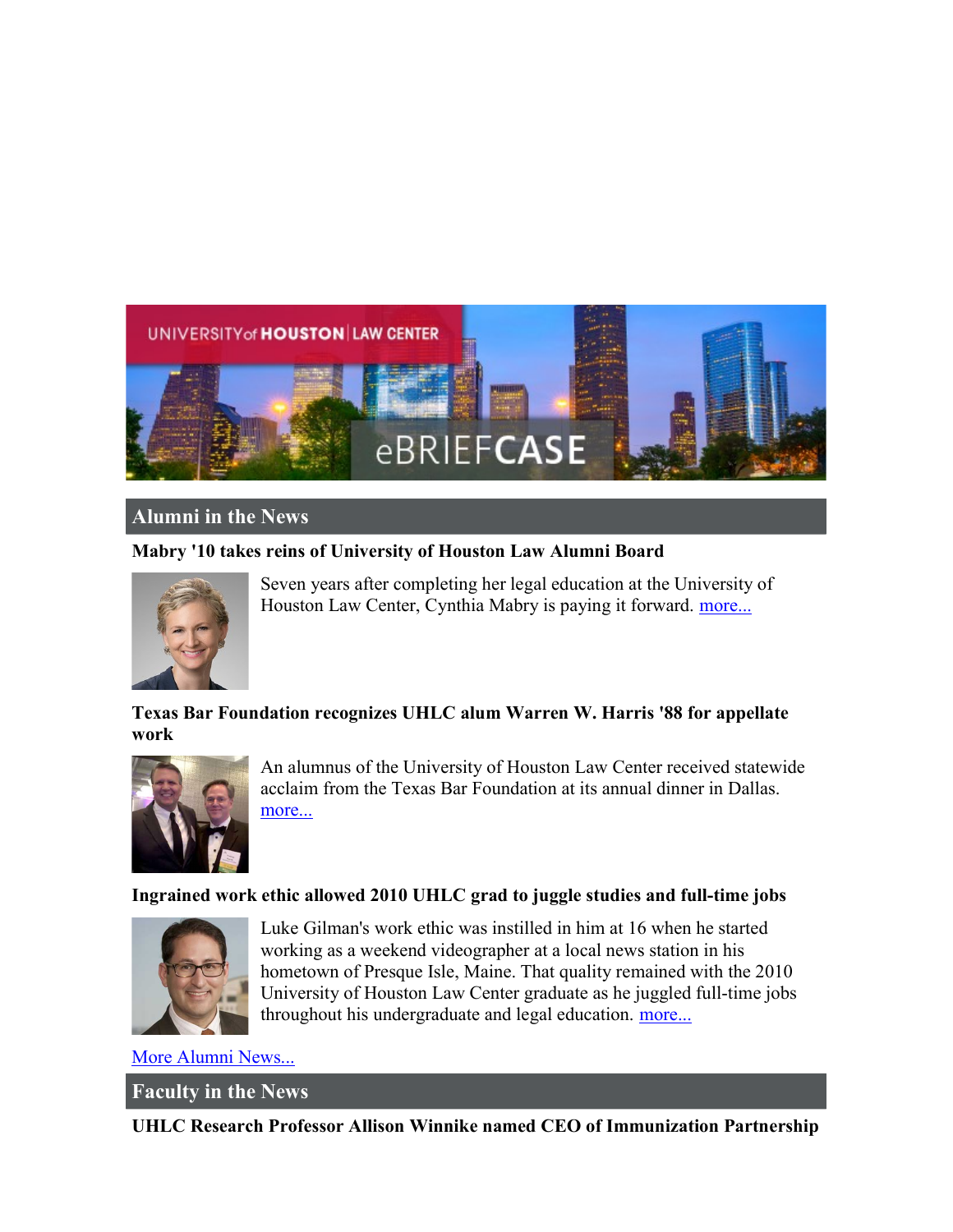## Alumni in the News

### Mabry '10 takes reins of University of Houston Law Alumni Board

Seven years after completing her legal education at the University of Houston Law Center, Cynthia Mabry is paying it forward. more...

### Texas Bar Foundation recognizes UHLC alum Warren W. Harris '88 for appellate work

An alumnus of the University of Houston Law Center received statewide acclaim from the Texas Bar Foundation at its annual dinner in Dallas. more...

### Ingrained work ethic allowed 2010 UHLC grad to juggle studies and full-time jobs

Luke Gilman's work ethic was instilled in him at 16 when he started working as a weekend videographer at a local news station in his hometown of Presque Isle, Maine. That quality remained with the 2010 University of Houston Law Center graduate as he juggled full-time jobs throughout his undergraduate and legal education. more...

More Alumni News...

## Faculty in the News

### UHLC Research Professor Allison Winnike named CEO of Immunization Partnership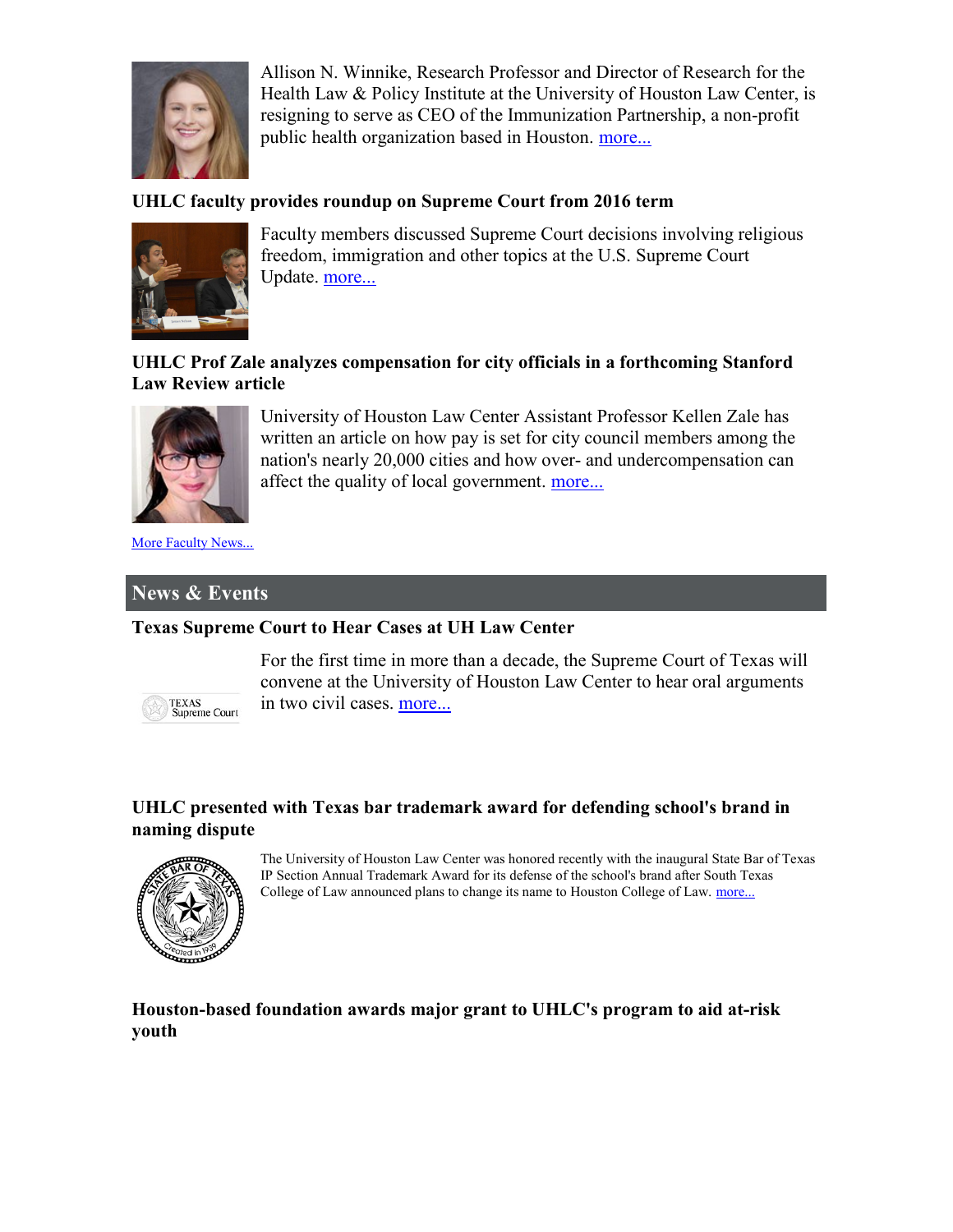Allison N. Winnike, Research Professor and Director of Research for the Health Law & Policy Institute at the University of Houston Law Center, is resigning to serve as CEO of the Immunization Partnership, a non-profit public health organization based in Houston. more...

### UHLC faculty provides roundup on Supreme Court from 2016 term

Faculty members discussed Supreme Court decisions involving religious freedom, immigration and other topics at the U.S. Supreme Court Update. more...

### UHLC Prof Zale analyzes compensation for city officials in a forthcoming Stanford Law Review article

University of Houston Law Center Assistant Professor Kellen Zale has written an article on how pay is set for city council members among the nation's nearly 20,000 cities and how over- and undercompensation can affect the quality of local government. more...

More Faculty News...

## News & Events

### Texas Supreme Court to Hear Cases at UH Law Center

For the first time in more than a decade, the Supreme Court of Texas will convene at the University of Houston Law Center to hear oral arguments in two civil cases. more...

### UHLC presented with Texas bar trademark award for defending school's brand in naming dispute

The University of Houston Law Center was honored recently with the inaugural State Bar of Texas IP Section Annual Trademark Award for its defense of the school's brand after South Texas College of Law announced plans to change its name to Houston College of Law. more...

### Houston-based foundation awards major grant to UHLC's program to aid at-risk youth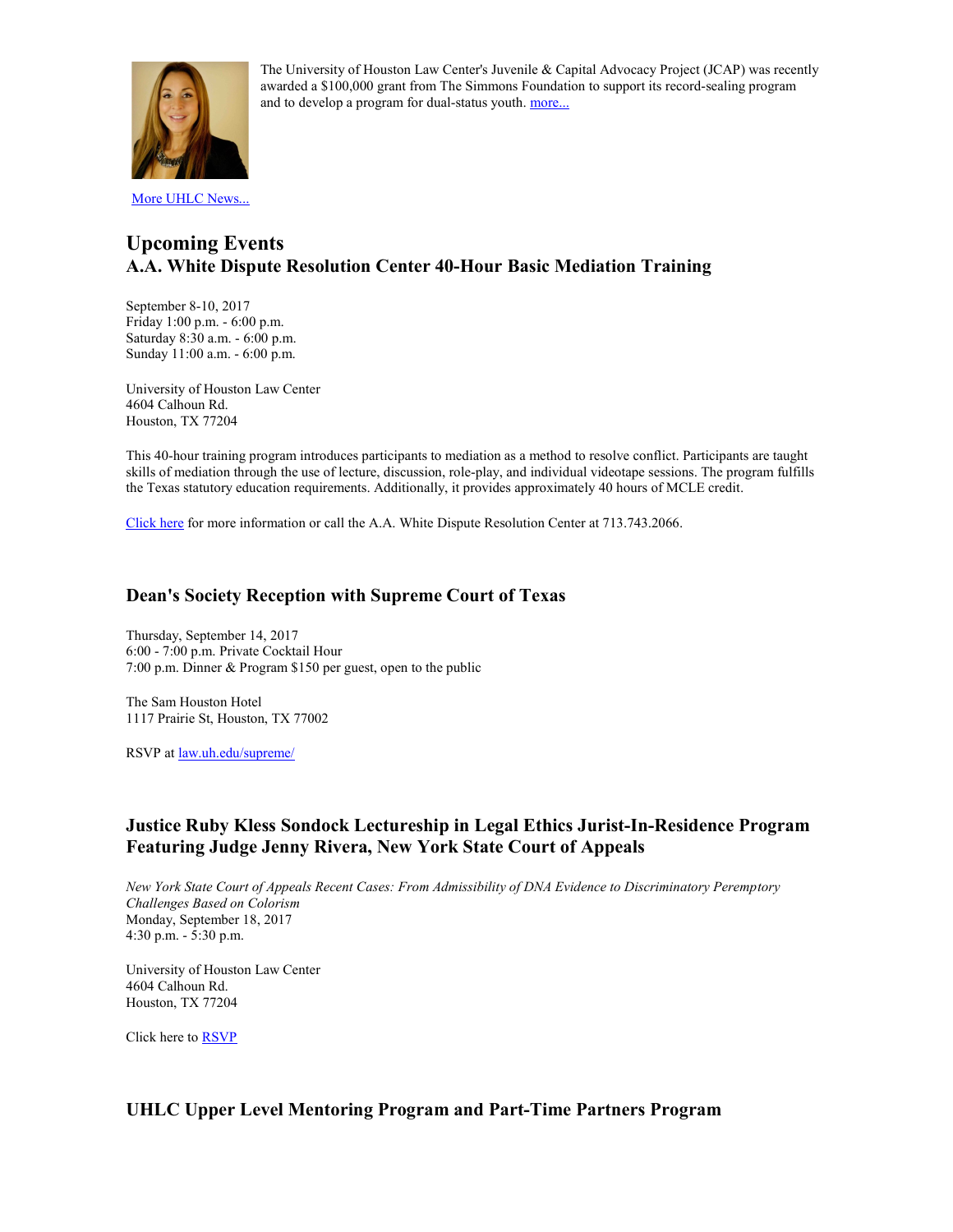The University of Houston Law Center's Juvenile & Capital Advocacy Project (JCAP) was recently awarded a $100,000 grant from The Simmons Foundation to support its record-sealing program and to develop a program for dual-status youth. more...

More UHLC News...

## Upcoming Events

### A.A. White Dispute Resolution Center 40-Hour Basic Mediation Training

September 8-10, 2017
Friday 1:00 p.m. - 6:00 p.m.
Saturday 8:30 a.m. - 6:00 p.m.
Sunday 11:00 a.m. - 6:00 p.m.

University of Houston Law Center
4604 Calhoun Rd.
Houston, TX 77204

This 40-hour training program introduces participants to mediation as a method to resolve conflict. Participants are taught skills of mediation through the use of lecture, discussion, role-play, and individual videotape sessions. The program fulfills the Texas statutory education requirements. Additionally, it provides approximately 40 hours of MCLE credit.

Click here for more information or call the A.A. White Dispute Resolution Center at 713.743.2066.

### Dean's Society Reception with Supreme Court of Texas

Thursday, September 14, 2017
6:00 - 7:00 p.m. Private Cocktail Hour
7:00 p.m. Dinner & Program $150 per guest, open to the public

The Sam Houston Hotel
1117 Prairie St, Houston, TX 77002

RSVP at law.uh.edu/supreme/

### Justice Ruby Kless Sondock Lectureship in Legal Ethics Jurist-In-Residence Program Featuring Judge Jenny Rivera, New York State Court of Appeals

*New York State Court of Appeals Recent Cases: From Admissibility of DNA Evidence to Discriminatory Peremptory Challenges Based on Colorism*
Monday, September 18, 2017
4:30 p.m. - 5:30 p.m.

University of Houston Law Center
4604 Calhoun Rd.
Houston, TX 77204

Click here to RSVP

### UHLC Upper Level Mentoring Program and Part-Time Partners Program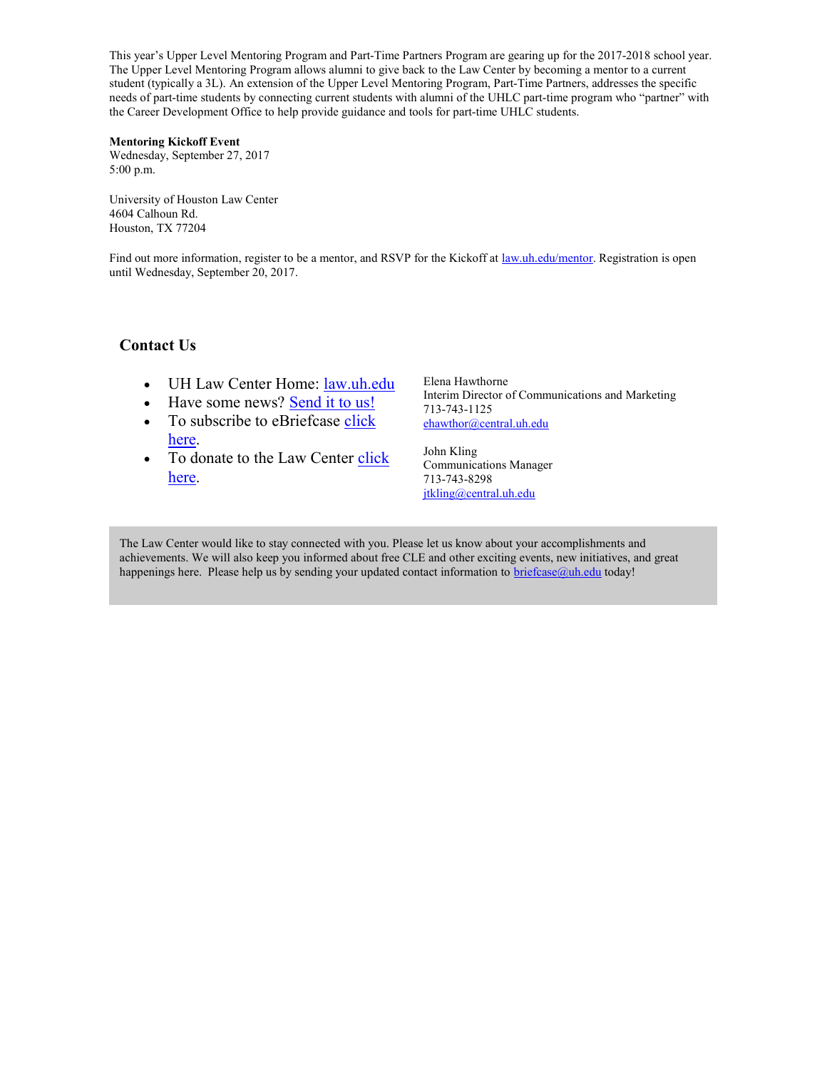This year's Upper Level Mentoring Program and Part-Time Partners Program are gearing up for the 2017-2018 school year. The Upper Level Mentoring Program allows alumni to give back to the Law Center by becoming a mentor to a current student (typically a 3L). An extension of the Upper Level Mentoring Program, Part-Time Partners, addresses the specific needs of part-time students by connecting current students with alumni of the UHLC part-time program who "partner" with the Career Development Office to help provide guidance and tools for part-time UHLC students.

**Mentoring Kickoff Event**
Wednesday, September 27, 2017
5:00 p.m.

University of Houston Law Center
4604 Calhoun Rd.
Houston, TX 77204

Find out more information, register to be a mentor, and RSVP for the Kickoff at [law.uh.edu/mentor](law.uh.edu/mentor). Registration is open until Wednesday, September 20, 2017.

## Contact Us

- UH Law Center Home: law.uh.edu
- Have some news? Send it to us!
- To subscribe to eBriefcase click here.
- To donate to the Law Center click here.

Elena Hawthorne
Interim Director of Communications and Marketing
713-743-1125
ehawthor@central.uh.edu

John Kling
Communications Manager
713-743-8298
jtkling@central.uh.edu

The Law Center would like to stay connected with you. Please let us know about your accomplishments and achievements. We will also keep you informed about free CLE and other exciting events, new initiatives, and great happenings here. Please help us by sending your updated contact information to briefcase@uh.edu today!